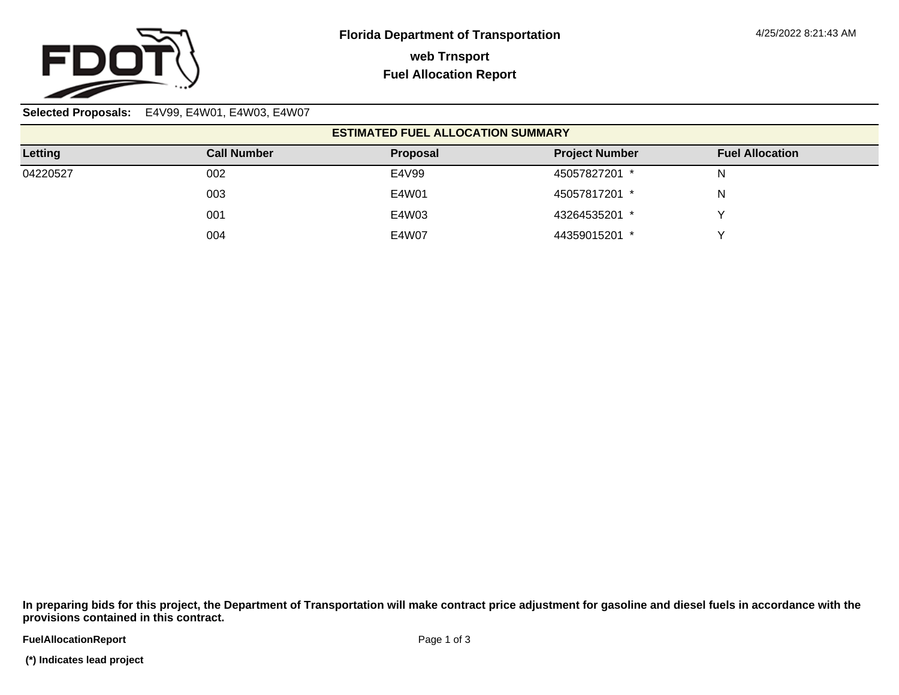# Florida Department of Transportation

## web Trnsport

## Fuel Allocation Report

4/25/2022 8:21:43 AM

**Selected Proposals:** E4V99, E4W01, E4W03, E4W07

**ESTIMATED FUEL ALLOCATION SUMMARY**

| Letting | Call Number | Proposal | Project Number | Fuel Allocation |
|---|---|---|---|---|
| 04220527 | 002 | E4V99 | 45057827201 * | N |
| | 003 | E4W01 | 45057817201 * | N |
| | 001 | E4W03 | 43264535201 * | Y |
| | 004 | E4W07 | 44359015201 * | Y |

**In preparing bids for this project, the Department of Transportation will make contract price adjustment for gasoline and diesel fuels in accordance with the provisions contained in this contract.**

**FuelAllocationReport**

**(*) Indicates lead project**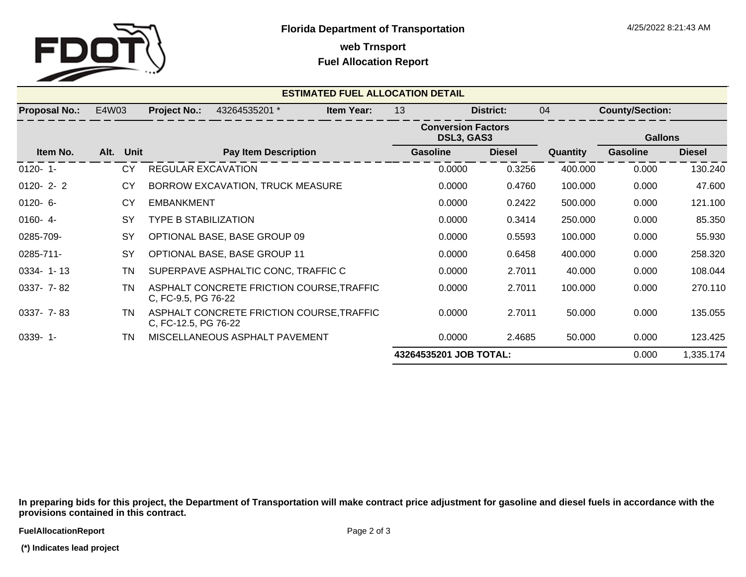Florida Department of Transportation

**web Trnsport**

**Fuel Allocation Report**

4/25/2022 8:21:43 AM

## ESTIMATED FUEL ALLOCATION DETAIL

**Proposal No.:** E4W03 **Project No.:** 43264535201 * **Item Year:** 13 **District:** 04 **County/Section:**

| Item No. | Alt. | Unit | Pay Item Description | Conversion Factors DSL3, GAS3 | | Quantity | Gallons | |
|---|---|---|---|---|---|---|---|---|
| | | | | Gasoline | Diesel | | Gasoline | Diesel |
| 0120- 1- | | CY | REGULAR EXCAVATION | 0.0000 | 0.3256 | 400.000 | 0.000 | 130.240 |
| 0120- 2- 2 | | CY | BORROW EXCAVATION, TRUCK MEASURE | 0.0000 | 0.4760 | 100.000 | 0.000 | 47.600 |
| 0120- 6- | | CY | EMBANKMENT | 0.0000 | 0.2422 | 500.000 | 0.000 | 121.100 |
| 0160- 4- | | SY | TYPE B STABILIZATION | 0.0000 | 0.3414 | 250.000 | 0.000 | 85.350 |
| 0285-709- | | SY | OPTIONAL BASE, BASE GROUP 09 | 0.0000 | 0.5593 | 100.000 | 0.000 | 55.930 |
| 0285-711- | | SY | OPTIONAL BASE, BASE GROUP 11 | 0.0000 | 0.6458 | 400.000 | 0.000 | 258.320 |
| 0334- 1- 13 | | TN | SUPERPAVE ASPHALTIC CONC, TRAFFIC C | 0.0000 | 2.7011 | 40.000 | 0.000 | 108.044 |
| 0337- 7- 82 | | TN | ASPHALT CONCRETE FRICTION COURSE,TRAFFIC C, FC-9.5, PG 76-22 | 0.0000 | 2.7011 | 100.000 | 0.000 | 270.110 |
| 0337- 7- 83 | | TN | ASPHALT CONCRETE FRICTION COURSE,TRAFFIC C, FC-12.5, PG 76-22 | 0.0000 | 2.7011 | 50.000 | 0.000 | 135.055 |
| 0339- 1- | | TN | MISCELLANEOUS ASPHALT PAVEMENT | 0.0000 | 2.4685 | 50.000 | 0.000 | 123.425 |
| | | | | **43264535201 JOB TOTAL:** | | | 0.000 | 1,335.174 |

**In preparing bids for this project, the Department of Transportation will make contract price adjustment for gasoline and diesel fuels in accordance with the provisions contained in this contract.**

**(*) Indicates lead project**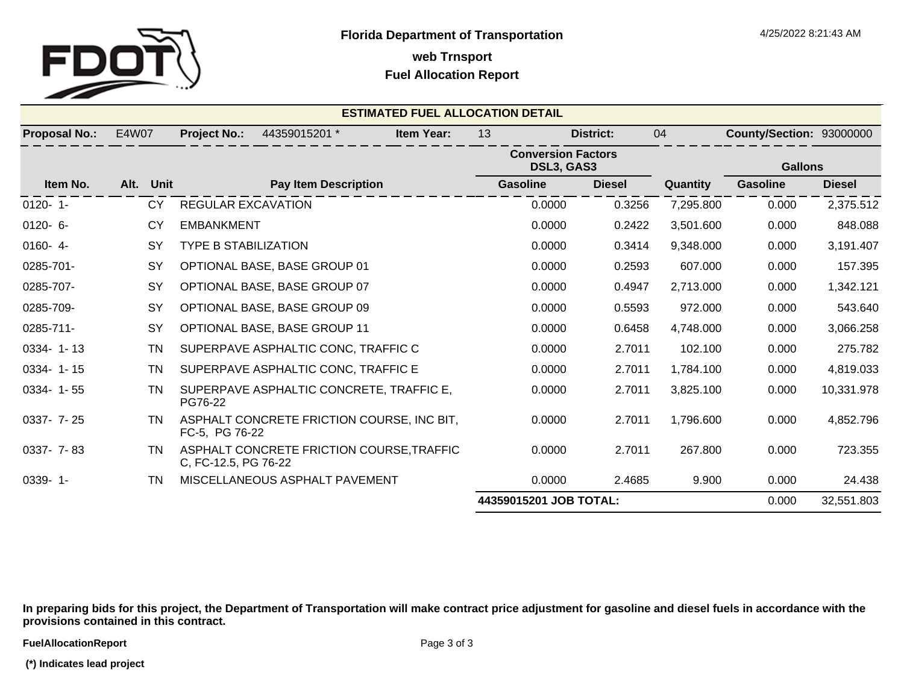**Florida Department of Transportation**

**web Trnsport**

**Fuel Allocation Report**

4/25/2022 8:21:43 AM

## ESTIMATED FUEL ALLOCATION DETAIL

**Proposal No.:** E4W07 **Project No.:** 44359015201 * **Item Year:** 13 **District:** 04 **County/Section:** 93000000

| | | | | Conversion Factors DSL3, GAS3 | | | Gallons | |
|---|---|---|---|---|---|---|---|---|
| **Item No.** | **Alt.** | **Unit** | **Pay Item Description** | **Gasoline** | **Diesel** | **Quantity** | **Gasoline** | **Diesel** |
| 0120- 1- | | CY | REGULAR EXCAVATION | 0.0000 | 0.3256 | 7,295.800 | 0.000 | 2,375.512 |
| 0120- 6- | | CY | EMBANKMENT | 0.0000 | 0.2422 | 3,501.600 | 0.000 | 848.088 |
| 0160- 4- | | SY | TYPE B STABILIZATION | 0.0000 | 0.3414 | 9,348.000 | 0.000 | 3,191.407 |
| 0285-701- | | SY | OPTIONAL BASE, BASE GROUP 01 | 0.0000 | 0.2593 | 607.000 | 0.000 | 157.395 |
| 0285-707- | | SY | OPTIONAL BASE, BASE GROUP 07 | 0.0000 | 0.4947 | 2,713.000 | 0.000 | 1,342.121 |
| 0285-709- | | SY | OPTIONAL BASE, BASE GROUP 09 | 0.0000 | 0.5593 | 972.000 | 0.000 | 543.640 |
| 0285-711- | | SY | OPTIONAL BASE, BASE GROUP 11 | 0.0000 | 0.6458 | 4,748.000 | 0.000 | 3,066.258 |
| 0334- 1- 13 | | TN | SUPERPAVE ASPHALTIC CONC, TRAFFIC C | 0.0000 | 2.7011 | 102.100 | 0.000 | 275.782 |
| 0334- 1- 15 | | TN | SUPERPAVE ASPHALTIC CONC, TRAFFIC E | 0.0000 | 2.7011 | 1,784.100 | 0.000 | 4,819.033 |
| 0334- 1- 55 | | TN | SUPERPAVE ASPHALTIC CONCRETE, TRAFFIC E, PG76-22 | 0.0000 | 2.7011 | 3,825.100 | 0.000 | 10,331.978 |
| 0337- 7- 25 | | TN | ASPHALT CONCRETE FRICTION COURSE, INC BIT, FC-5, PG 76-22 | 0.0000 | 2.7011 | 1,796.600 | 0.000 | 4,852.796 |
| 0337- 7- 83 | | TN | ASPHALT CONCRETE FRICTION COURSE,TRAFFIC C, FC-12.5, PG 76-22 | 0.0000 | 2.7011 | 267.800 | 0.000 | 723.355 |
| 0339- 1- | | TN | MISCELLANEOUS ASPHALT PAVEMENT | 0.0000 | 2.4685 | 9.900 | 0.000 | 24.438 |
| | | | | **44359015201 JOB TOTAL:** | | | 0.000 | 32,551.803 |

**In preparing bids for this project, the Department of Transportation will make contract price adjustment for gasoline and diesel fuels in accordance with the provisions contained in this contract.**

**FuelAllocationReport**

**(*) Indicates lead project**